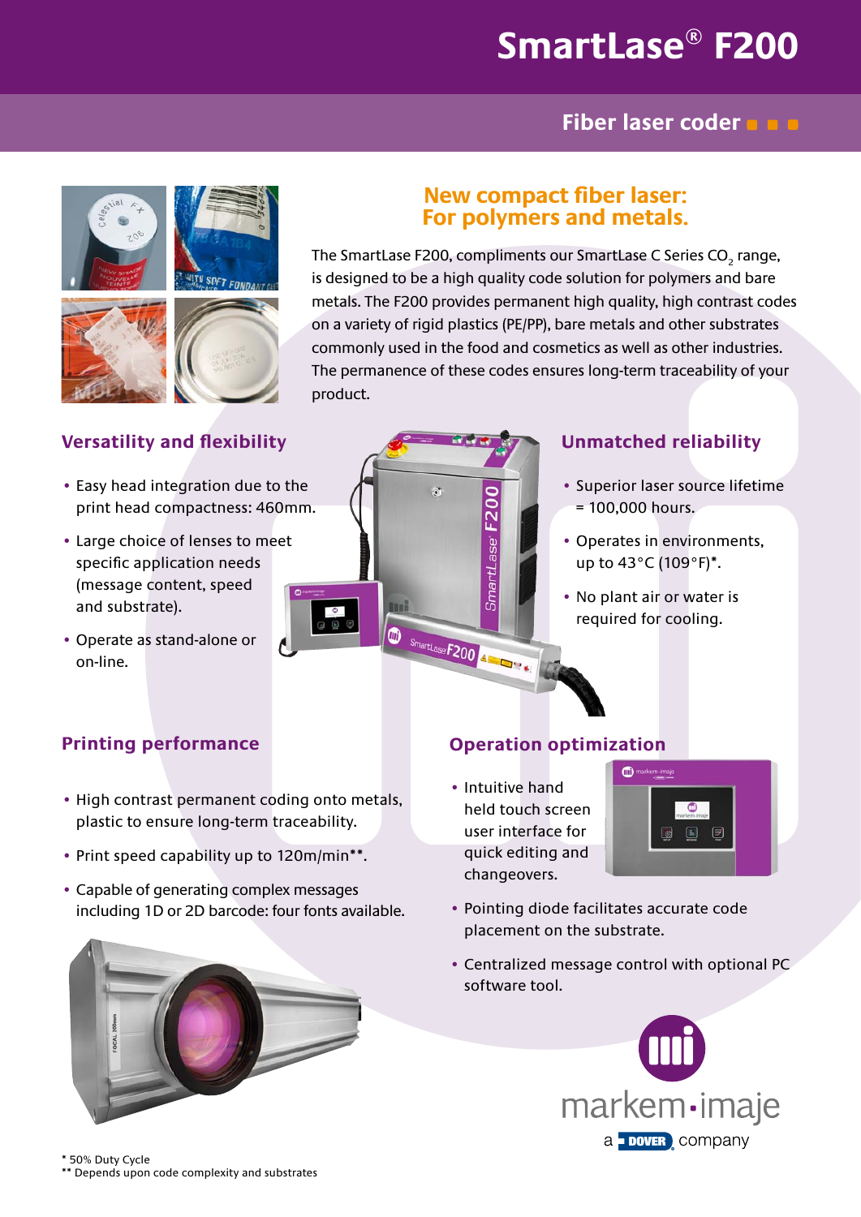# SmartLase® F200

## Fiber laser coder

### New compact fiber laser: For polymers and metals.

The SmartLase F200, compliments our SmartLase C Series $CO_2$ range, is designed to be a high quality code solution for polymers and bare metals. The F200 provides permanent high quality, high contrast codes on a variety of rigid plastics (PE/PP), bare metals and other substrates commonly used in the food and cosmetics as well as other industries. The permanence of these codes ensures long-term traceability of your product.

### Versatility and flexibility

- Easy head integration due to the print head compactness: 460mm.
- Large choice of lenses to meet specific application needs (message content, speed and substrate).
- Operate as stand-alone or on-line.

### Unmatched reliability

- Superior laser source lifetime = 100,000 hours.
- Operates in environments, up to 43°C (109°F)*.
- No plant air or water is required for cooling.

### Printing performance

- High contrast permanent coding onto metals, plastic to ensure long-term traceability.
- Print speed capability up to 120m/min**.
- Capable of generating complex messages including 1D or 2D barcode: four fonts available.

### Operation optimization

- Intuitive hand held touch screen user interface for quick editing and changeovers.
- Pointing diode facilitates accurate code placement on the substrate.
- Centralized message control with optional PC software tool.

markem-imaje

a DOVER company

\* 50% Duty Cycle

** Depends upon code complexity and substrates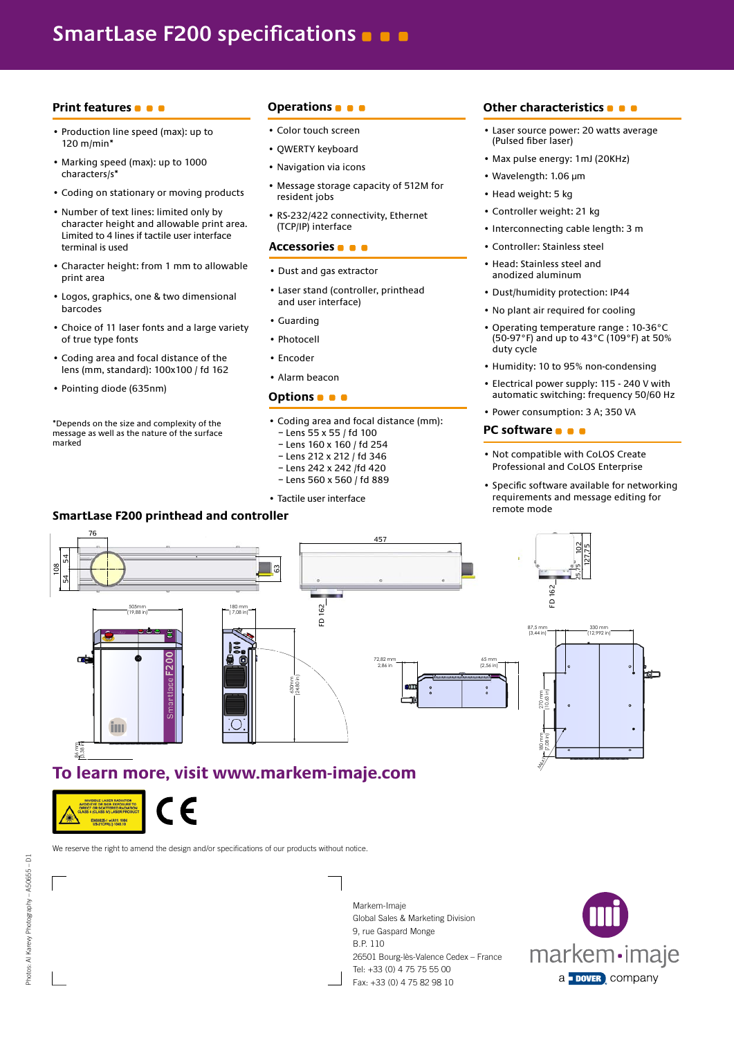# SmartLase F200 specifications

## Print features

- Production line speed (max): up to 120 m/min*
- Marking speed (max): up to 1000 characters/s*
- Coding on stationary or moving products
- Number of text lines: limited only by character height and allowable print area. Limited to 4 lines if tactile user interface terminal is used
- Character height: from 1 mm to allowable print area
- Logos, graphics, one & two dimensional barcodes
- Choice of 11 laser fonts and a large variety of true type fonts
- Coding area and focal distance of the lens (mm, standard): 100x100 / fd 162
- Pointing diode (635nm)

*Depends on the size and complexity of the message as well as the nature of the surface marked

## Operations

- Color touch screen
- QWERTY keyboard
- Navigation via icons
- Message storage capacity of 512M for resident jobs
- RS-232/422 connectivity, Ethernet (TCP/IP) interface

## Accessories

- Dust and gas extractor
- Laser stand (controller, printhead and user interface)
- Guarding
- Photocell
- Encoder
- Alarm beacon

## Options

- Coding area and focal distance (mm):
  - Lens 55 x 55 / fd 100
  - Lens 160 x 160 / fd 254
  - Lens 212 x 212 / fd 346
  - Lens 242 x 242 /fd 420
  - Lens 560 x 560 / fd 889
- Tactile user interface

## Other characteristics

- Laser source power: 20 watts average (Pulsed fiber laser)
- Max pulse energy: 1mJ (20KHz)
- Wavelength: 1.06 µm
- Head weight: 5 kg
- Controller weight: 21 kg
- Interconnecting cable length: 3 m
- Controller: Stainless steel
- Head: Stainless steel and anodized aluminum
- Dust/humidity protection: IP44
- No plant air required for cooling
- Operating temperature range : 10-36°C (50-97°F) and up to 43°C (109°F) at 50% duty cycle
- Humidity: 10 to 95% non-condensing
- Electrical power supply: 115 - 240 V with automatic switching: frequency 50/60 Hz
- Power consumption: 3 A; 350 VA

## PC software

- Not compatible with CoLOS Create Professional and CoLOS Enterprise
- Specific software available for networking requirements and message editing for remote mode

## SmartLase F200 printhead and controller

76
108
54
54
63
457
FD 162
102
127,75
25,75
FD 162
505mm [19,88 in]
180 mm [7,08 in]
630mm [24,80 in]
84 mm [3,38 in]
72,82 mm 2,86 in
65 mm [2,56 in]
87,5 mm [3,44 in]
330 mm [12,992 in]
270 mm [10,63 in]
180 mm [7,08 in]
M6x1
Smartlase F200

## To learn more, visit www.markem-imaje.com

INVISIBLE LASER RADIATION AVOID EYE OR SKIN EXPOSURE TO DIRECT OR SCATTERED RADIATION CLASS 4 (CLASS IV) LASER PRODUCT EN60825-1 w/A11: 1996 US-21CFR(J) 1040.10

CE

We reserve the right to amend the design and/or specifications of our products without notice.

Markem-Imaje
Global Sales & Marketing Division
9, rue Gaspard Monge
B.P. 110
26501 Bourg-lès-Valence Cedex – France
Tel: +33 (0) 4 75 75 55 00
Fax: +33 (0) 4 75 82 98 10

markem·imaje
a DOVER company

Photos: Al Karevy Photography – A50655 – D1